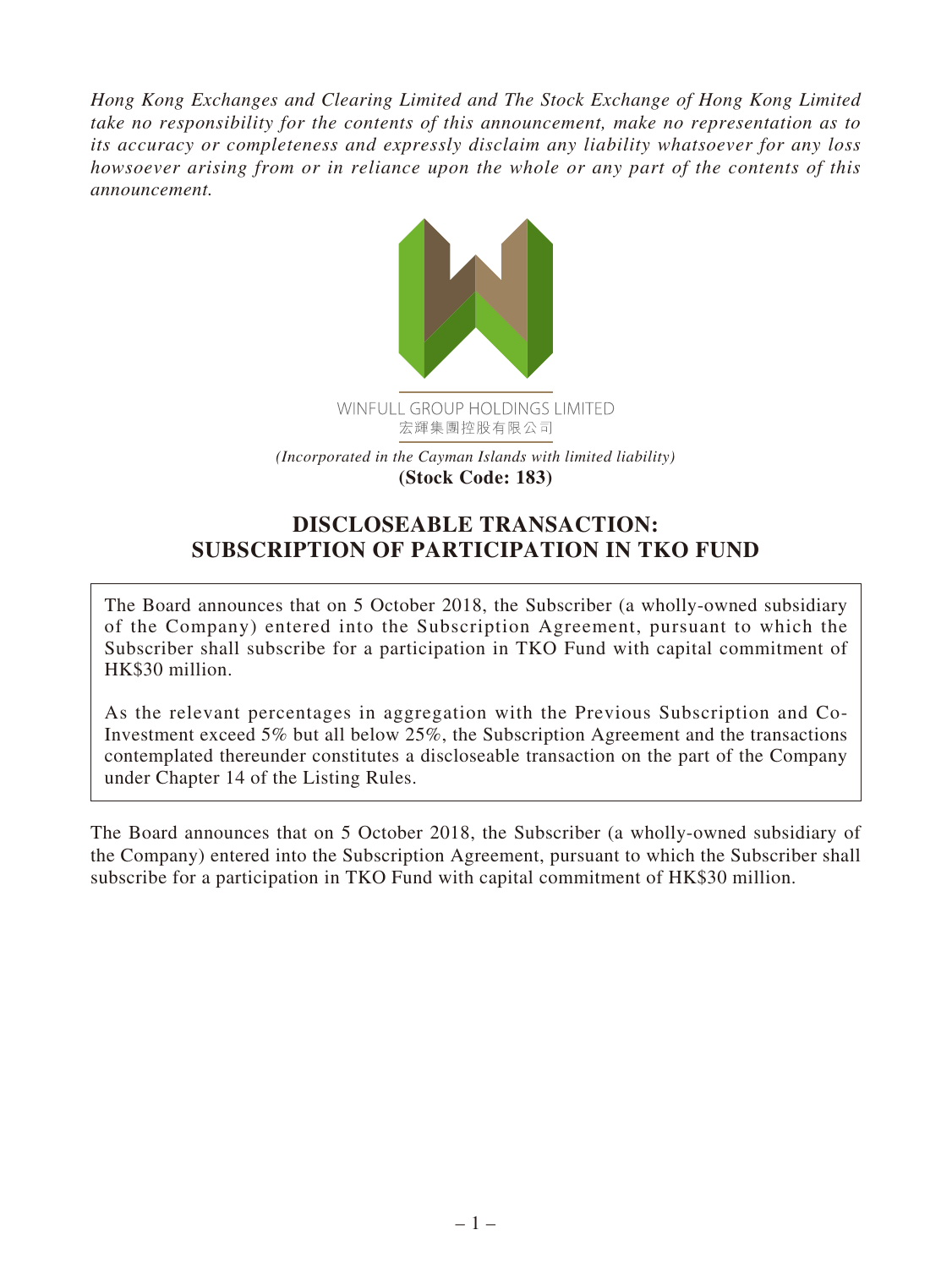*Hong Kong Exchanges and Clearing Limited and The Stock Exchange of Hong Kong Limited take no responsibility for the contents of this announcement, make no representation as to its accuracy or completeness and expressly disclaim any liability whatsoever for any loss howsoever arising from or in reliance upon the whole or any part of the contents of this announcement.*

WINFULL GROUP HOLDINGS LIMITED
宏輝集團控股有限公司

*(Incorporated in the Cayman Islands with limited liability)*
**(Stock Code: 183)**

# DISCLOSEABLE TRANSACTION: SUBSCRIPTION OF PARTICIPATION IN TKO FUND

The Board announces that on 5 October 2018, the Subscriber (a wholly-owned subsidiary of the Company) entered into the Subscription Agreement, pursuant to which the Subscriber shall subscribe for a participation in TKO Fund with capital commitment of HK$30 million.

As the relevant percentages in aggregation with the Previous Subscription and Co-Investment exceed 5% but all below 25%, the Subscription Agreement and the transactions contemplated thereunder constitutes a discloseable transaction on the part of the Company under Chapter 14 of the Listing Rules.

The Board announces that on 5 October 2018, the Subscriber (a wholly-owned subsidiary of the Company) entered into the Subscription Agreement, pursuant to which the Subscriber shall subscribe for a participation in TKO Fund with capital commitment of HK$30 million.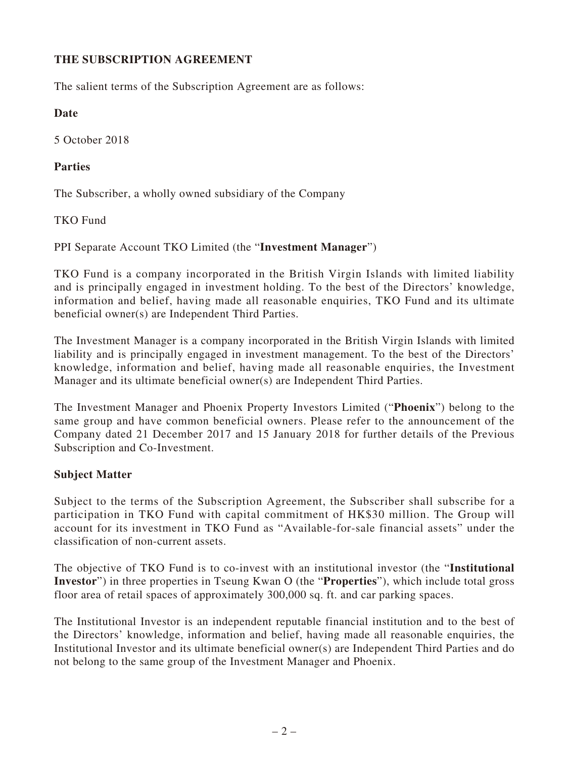## THE SUBSCRIPTION AGREEMENT

The salient terms of the Subscription Agreement are as follows:

**Date**

5 October 2018

**Parties**

The Subscriber, a wholly owned subsidiary of the Company

TKO Fund

PPI Separate Account TKO Limited (the "**Investment Manager**")

TKO Fund is a company incorporated in the British Virgin Islands with limited liability and is principally engaged in investment holding. To the best of the Directors' knowledge, information and belief, having made all reasonable enquiries, TKO Fund and its ultimate beneficial owner(s) are Independent Third Parties.

The Investment Manager is a company incorporated in the British Virgin Islands with limited liability and is principally engaged in investment management. To the best of the Directors' knowledge, information and belief, having made all reasonable enquiries, the Investment Manager and its ultimate beneficial owner(s) are Independent Third Parties.

The Investment Manager and Phoenix Property Investors Limited ("**Phoenix**") belong to the same group and have common beneficial owners. Please refer to the announcement of the Company dated 21 December 2017 and 15 January 2018 for further details of the Previous Subscription and Co-Investment.

**Subject Matter**

Subject to the terms of the Subscription Agreement, the Subscriber shall subscribe for a participation in TKO Fund with capital commitment of HK$30 million. The Group will account for its investment in TKO Fund as "Available-for-sale financial assets" under the classification of non-current assets.

The objective of TKO Fund is to co-invest with an institutional investor (the "**Institutional Investor**") in three properties in Tseung Kwan O (the "**Properties**"), which include total gross floor area of retail spaces of approximately 300,000 sq. ft. and car parking spaces.

The Institutional Investor is an independent reputable financial institution and to the best of the Directors' knowledge, information and belief, having made all reasonable enquiries, the Institutional Investor and its ultimate beneficial owner(s) are Independent Third Parties and do not belong to the same group of the Investment Manager and Phoenix.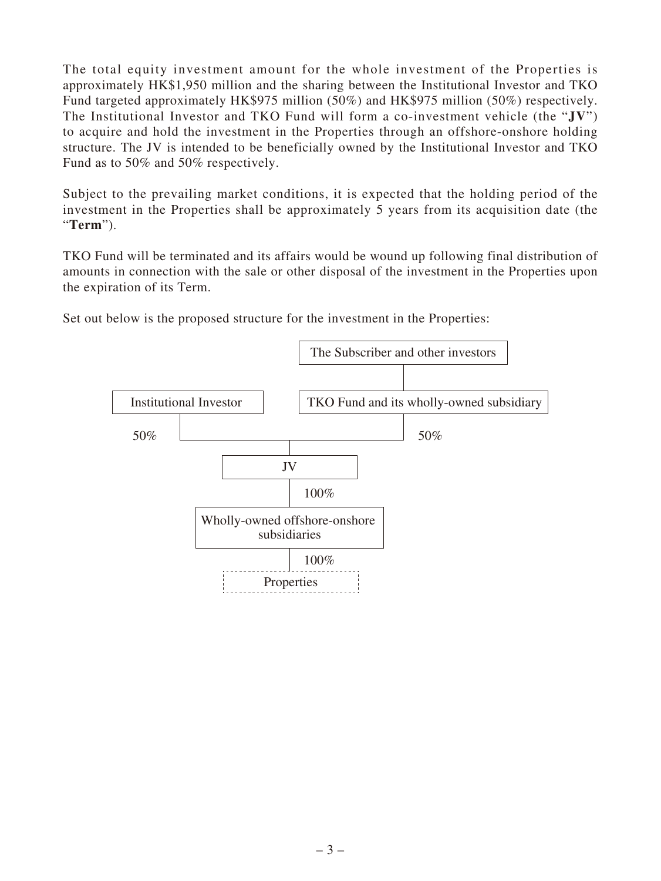The total equity investment amount for the whole investment of the Properties is approximately HK$1,950 million and the sharing between the Institutional Investor and TKO Fund targeted approximately HK$975 million (50%) and HK$975 million (50%) respectively. The Institutional Investor and TKO Fund will form a co-investment vehicle (the "**JV**") to acquire and hold the investment in the Properties through an offshore-onshore holding structure. The JV is intended to be beneficially owned by the Institutional Investor and TKO Fund as to 50% and 50% respectively.

Subject to the prevailing market conditions, it is expected that the holding period of the investment in the Properties shall be approximately 5 years from its acquisition date (the "**Term**").

TKO Fund will be terminated and its affairs would be wound up following final distribution of amounts in connection with the sale or other disposal of the investment in the Properties upon the expiration of its Term.

Set out below is the proposed structure for the investment in the Properties:

```
                                      The Subscriber and other investors
                                                     |
Institutional Investor            TKO Fund and its wholly-owned subsidiary
        |                                            |
   50%  |____________________________________________|  50%
                          |
                         JV
                          | 100%
        Wholly-owned offshore-onshore subsidiaries
                          | 100%
                      Properties
```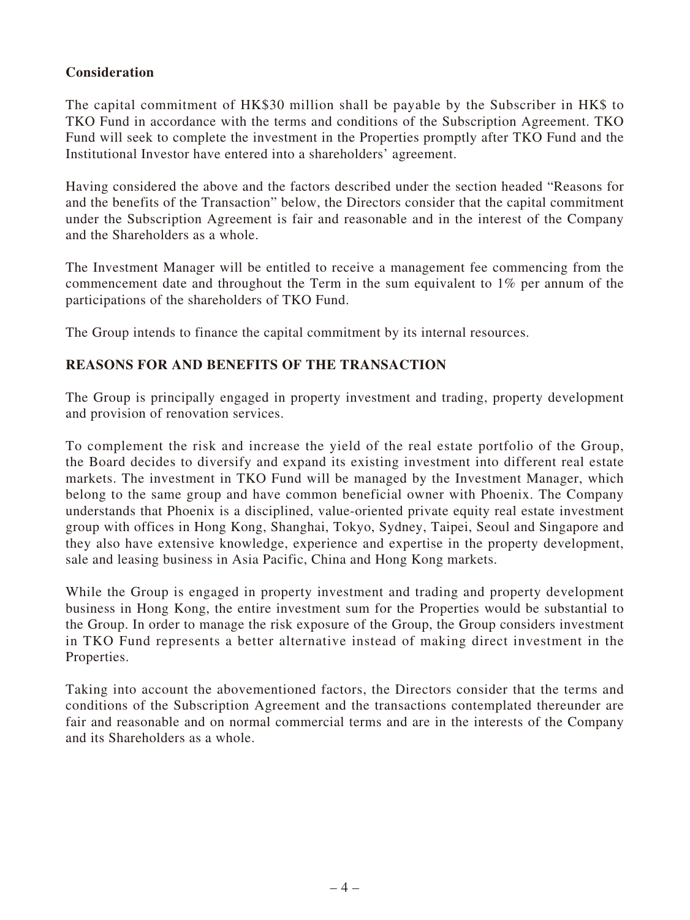**Consideration**

The capital commitment of HK$30 million shall be payable by the Subscriber in HK$ to TKO Fund in accordance with the terms and conditions of the Subscription Agreement. TKO Fund will seek to complete the investment in the Properties promptly after TKO Fund and the Institutional Investor have entered into a shareholders' agreement.

Having considered the above and the factors described under the section headed "Reasons for and the benefits of the Transaction" below, the Directors consider that the capital commitment under the Subscription Agreement is fair and reasonable and in the interest of the Company and the Shareholders as a whole.

The Investment Manager will be entitled to receive a management fee commencing from the commencement date and throughout the Term in the sum equivalent to 1% per annum of the participations of the shareholders of TKO Fund.

The Group intends to finance the capital commitment by its internal resources.

## REASONS FOR AND BENEFITS OF THE TRANSACTION

The Group is principally engaged in property investment and trading, property development and provision of renovation services.

To complement the risk and increase the yield of the real estate portfolio of the Group, the Board decides to diversify and expand its existing investment into different real estate markets. The investment in TKO Fund will be managed by the Investment Manager, which belong to the same group and have common beneficial owner with Phoenix. The Company understands that Phoenix is a disciplined, value-oriented private equity real estate investment group with offices in Hong Kong, Shanghai, Tokyo, Sydney, Taipei, Seoul and Singapore and they also have extensive knowledge, experience and expertise in the property development, sale and leasing business in Asia Pacific, China and Hong Kong markets.

While the Group is engaged in property investment and trading and property development business in Hong Kong, the entire investment sum for the Properties would be substantial to the Group. In order to manage the risk exposure of the Group, the Group considers investment in TKO Fund represents a better alternative instead of making direct investment in the Properties.

Taking into account the abovementioned factors, the Directors consider that the terms and conditions of the Subscription Agreement and the transactions contemplated thereunder are fair and reasonable and on normal commercial terms and are in the interests of the Company and its Shareholders as a whole.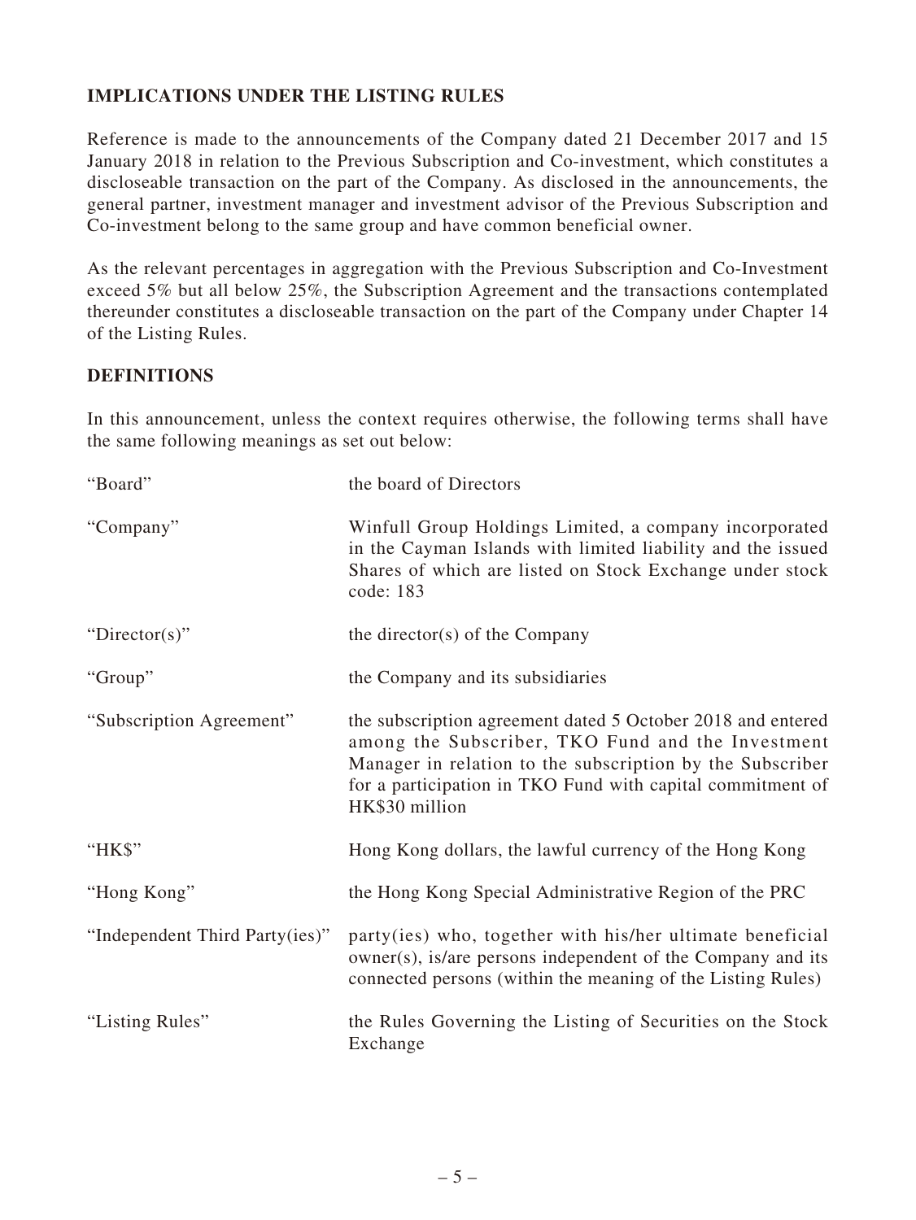## IMPLICATIONS UNDER THE LISTING RULES

Reference is made to the announcements of the Company dated 21 December 2017 and 15 January 2018 in relation to the Previous Subscription and Co-investment, which constitutes a discloseable transaction on the part of the Company. As disclosed in the announcements, the general partner, investment manager and investment advisor of the Previous Subscription and Co-investment belong to the same group and have common beneficial owner.

As the relevant percentages in aggregation with the Previous Subscription and Co-Investment exceed 5% but all below 25%, the Subscription Agreement and the transactions contemplated thereunder constitutes a discloseable transaction on the part of the Company under Chapter 14 of the Listing Rules.

## DEFINITIONS

In this announcement, unless the context requires otherwise, the following terms shall have the same following meanings as set out below:

| | |
|---|---|
| "Board" | the board of Directors |
| "Company" | Winfull Group Holdings Limited, a company incorporated in the Cayman Islands with limited liability and the issued Shares of which are listed on Stock Exchange under stock code: 183 |
| "Director(s)" | the director(s) of the Company |
| "Group" | the Company and its subsidiaries |
| "Subscription Agreement" | the subscription agreement dated 5 October 2018 and entered among the Subscriber, TKO Fund and the Investment Manager in relation to the subscription by the Subscriber for a participation in TKO Fund with capital commitment of HK$30 million |
| "HK$" | Hong Kong dollars, the lawful currency of the Hong Kong |
| "Hong Kong" | the Hong Kong Special Administrative Region of the PRC |
| "Independent Third Party(ies)" | party(ies) who, together with his/her ultimate beneficial owner(s), is/are persons independent of the Company and its connected persons (within the meaning of the Listing Rules) |
| "Listing Rules" | the Rules Governing the Listing of Securities on the Stock Exchange |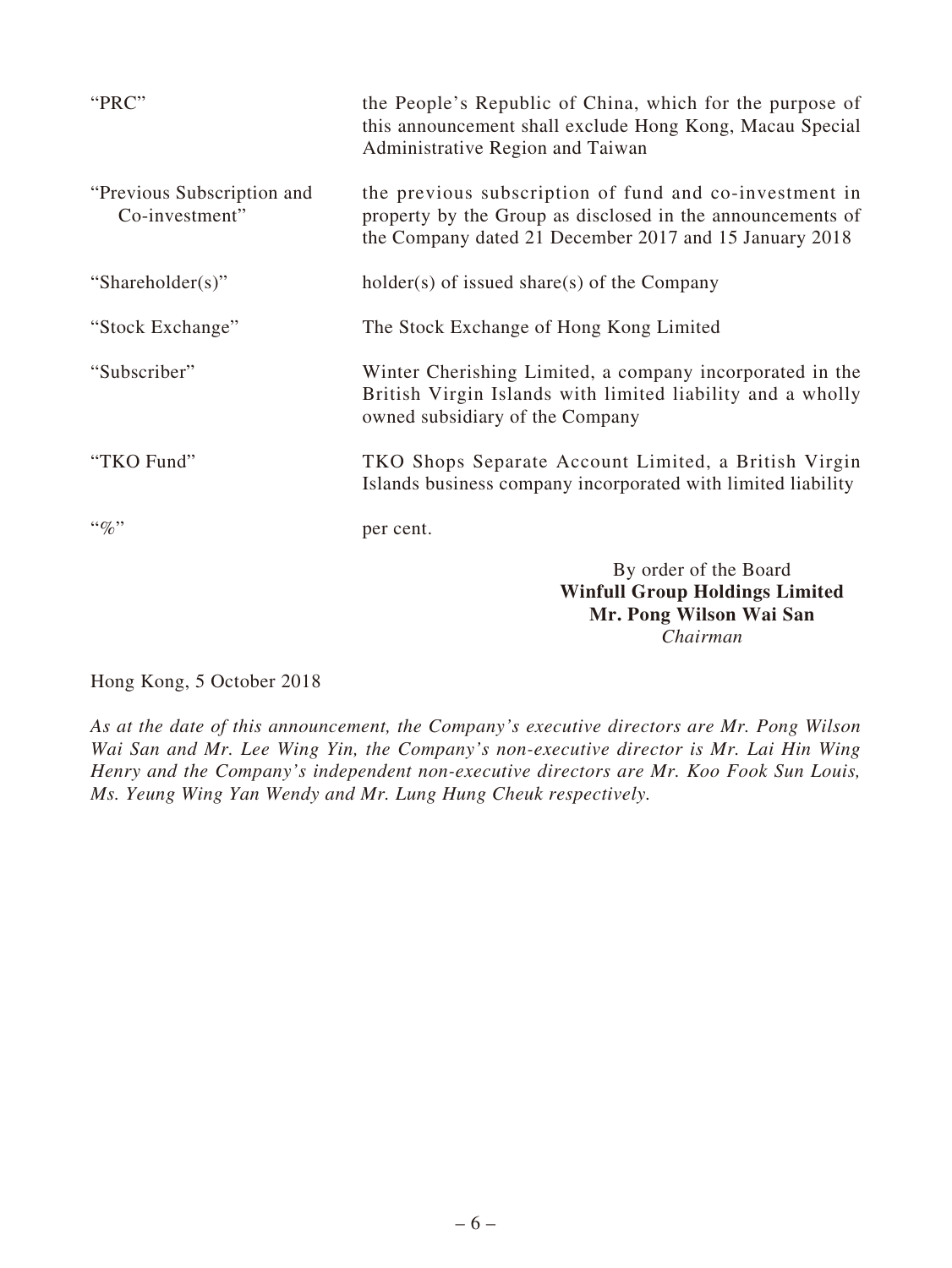| | |
|---|---|
| "PRC" | the People's Republic of China, which for the purpose of this announcement shall exclude Hong Kong, Macau Special Administrative Region and Taiwan |
| "Previous Subscription and Co-investment" | the previous subscription of fund and co-investment in property by the Group as disclosed in the announcements of the Company dated 21 December 2017 and 15 January 2018 |
| "Shareholder(s)" | holder(s) of issued share(s) of the Company |
| "Stock Exchange" | The Stock Exchange of Hong Kong Limited |
| "Subscriber" | Winter Cherishing Limited, a company incorporated in the British Virgin Islands with limited liability and a wholly owned subsidiary of the Company |
| "TKO Fund" | TKO Shops Separate Account Limited, a British Virgin Islands business company incorporated with limited liability |
| "%" | per cent. |

By order of the Board
**Winfull Group Holdings Limited**
**Mr. Pong Wilson Wai San**
*Chairman*

Hong Kong, 5 October 2018

*As at the date of this announcement, the Company's executive directors are Mr. Pong Wilson Wai San and Mr. Lee Wing Yin, the Company's non-executive director is Mr. Lai Hin Wing Henry and the Company's independent non-executive directors are Mr. Koo Fook Sun Louis, Ms. Yeung Wing Yan Wendy and Mr. Lung Hung Cheuk respectively.*